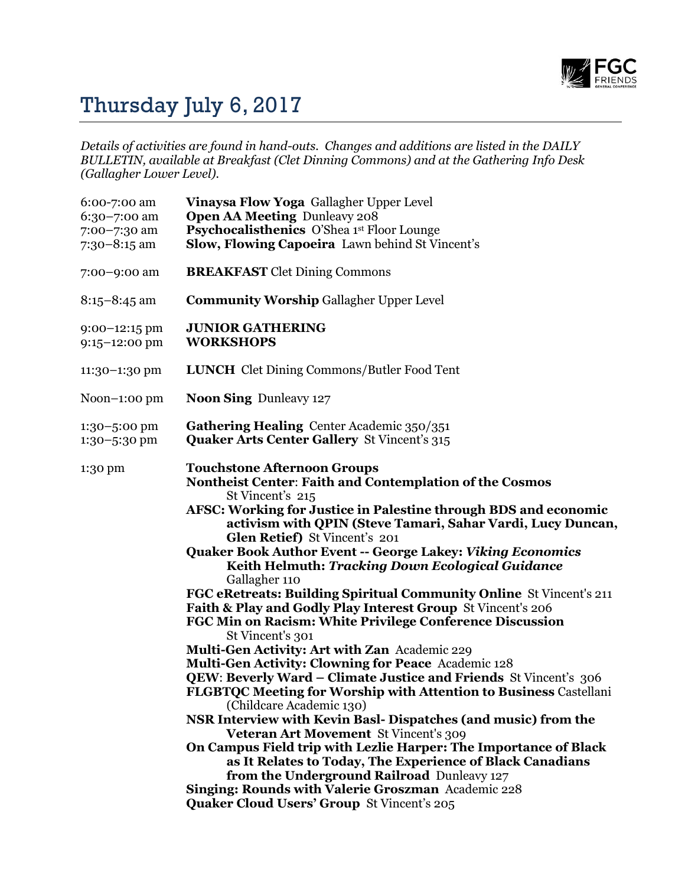# Thursday July 6, 2017

*Details of activities are found in hand-outs. Changes and additions are listed in the DAILY BULLETIN, available at Breakfast (Clet Dinning Commons) and at the Gathering Info Desk (Gallagher Lower Level).*

| | |
|---|---|
| 6:00-7:00 am | **Vinaysa Flow Yoga** Gallagher Upper Level |
| 6:30–7:00 am | **Open AA Meeting** Dunleavy 208 |
| 7:00–7:30 am | **Psychocalisthenics** O'Shea 1st Floor Lounge |
| 7:30–8:15 am | **Slow, Flowing Capoeira** Lawn behind St Vincent's |
| 7:00–9:00 am | **BREAKFAST** Clet Dining Commons |
| 8:15–8:45 am | **Community Worship** Gallagher Upper Level |
| 9:00–12:15 pm | **JUNIOR GATHERING** |
| 9:15–12:00 pm | **WORKSHOPS** |
| 11:30–1:30 pm | **LUNCH** Clet Dining Commons/Butler Food Tent |
| Noon–1:00 pm | **Noon Sing** Dunleavy 127 |
| 1:30–5:00 pm | **Gathering Healing** Center Academic 350/351 |
| 1:30–5:30 pm | **Quaker Arts Center Gallery** St Vincent's 315 |

1:30 pm

**Touchstone Afternoon Groups**

- **Nontheist Center**: **Faith and Contemplation of the Cosmos** St Vincent's 215
- **AFSC: Working for Justice in Palestine through BDS and economic activism with QPIN (Steve Tamari, Sahar Vardi, Lucy Duncan, Glen Retief)** St Vincent's 201
- **Quaker Book Author Event -- George Lakey: *Viking Economics* Keith Helmuth: *Tracking Down Ecological Guidance*** Gallagher 110
- **FGC eRetreats: Building Spiritual Community Online** St Vincent's 211
- **Faith & Play and Godly Play Interest Group** St Vincent's 206
- **FGC Min on Racism: White Privilege Conference Discussion** St Vincent's 301
- **Multi-Gen Activity: Art with Zan** Academic 229
- **Multi-Gen Activity: Clowning for Peace** Academic 128
- **QEW**: **Beverly Ward – Climate Justice and Friends** St Vincent's 306
- **FLGBTQC Meeting for Worship with Attention to Business** Castellani (Childcare Academic 130)
- **NSR Interview with Kevin Basl- Dispatches (and music) from the Veteran Art Movement** St Vincent's 309
- **On Campus Field trip with Lezlie Harper: The Importance of Black as It Relates to Today, The Experience of Black Canadians from the Underground Railroad** Dunleavy 127
- **Singing: Rounds with Valerie Groszman** Academic 228
- **Quaker Cloud Users' Group** St Vincent's 205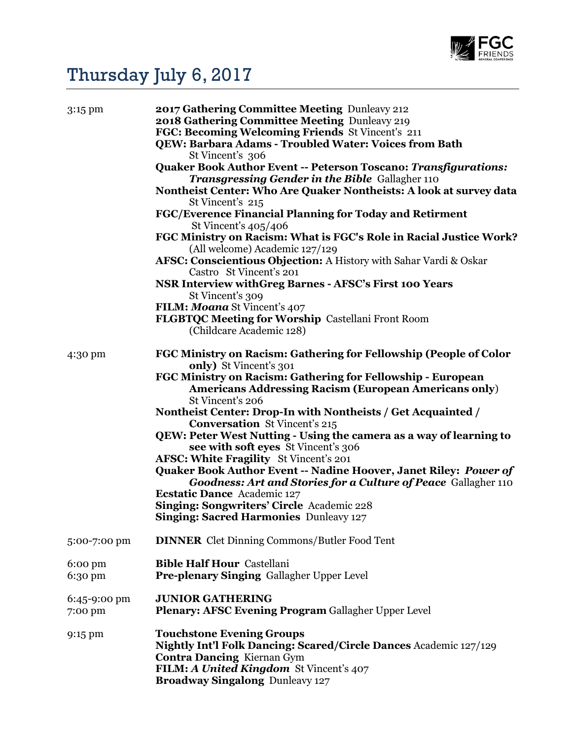# Thursday July 6, 2017

| | |
|---|---|
| 3:15 pm | **2017 Gathering Committee Meeting** Dunleavy 212 |
| | **2018 Gathering Committee Meeting** Dunleavy 219 |
| | **FGC: Becoming Welcoming Friends** St Vincent's 211 |
| | **QEW: Barbara Adams - Troubled Water: Voices from Bath** St Vincent's 306 |
| | **Quaker Book Author Event -- Peterson Toscano: *Transfigurations: Transgressing Gender in the Bible*** Gallagher 110 |
| | **Nontheist Center: Who Are Quaker Nontheists: A look at survey data** St Vincent's 215 |
| | **FGC/Everence Financial Planning for Today and Retirment** St Vincent's 405/406 |
| | **FGC Ministry on Racism: What is FGC's Role in Racial Justice Work?** (All welcome) Academic 127/129 |
| | **AFSC: Conscientious Objection:** A History with Sahar Vardi & Oskar Castro St Vincent's 201 |
| | **NSR Interview withGreg Barnes - AFSC's First 100 Years** St Vincent's 309 |
| | **FILM: *Moana*** St Vincent's 407 |
| | **FLGBTQC Meeting for Worship** Castellani Front Room (Childcare Academic 128) |
| 4:30 pm | **FGC Ministry on Racism: Gathering for Fellowship (People of Color only)** St Vincent's 301 |
| | **FGC Ministry on Racism: Gathering for Fellowship - European Americans Addressing Racism (European Americans only)** St Vincent's 206 |
| | **Nontheist Center: Drop-In with Nontheists / Get Acquainted / Conversation** St Vincent's 215 |
| | **QEW: Peter West Nutting - Using the camera as a way of learning to see with soft eyes** St Vincent's 306 |
| | **AFSC: White Fragility** St Vincent's 201 |
| | **Quaker Book Author Event -- Nadine Hoover, Janet Riley: *Power of Goodness: Art and Stories for a Culture of Peace*** Gallagher 110 |
| | **Ecstatic Dance** Academic 127 |
| | **Singing: Songwriters' Circle** Academic 228 |
| | **Singing: Sacred Harmonies** Dunleavy 127 |
| 5:00-7:00 pm | **DINNER** Clet Dinning Commons/Butler Food Tent |
| 6:00 pm | **Bible Half Hour** Castellani |
| 6:30 pm | **Pre-plenary Singing** Gallagher Upper Level |
| 6:45-9:00 pm | **JUNIOR GATHERING** |
| 7:00 pm | **Plenary: AFSC Evening Program** Gallagher Upper Level |
| 9:15 pm | **Touchstone Evening Groups** |
| | **Nightly Int'l Folk Dancing: Scared/Circle Dances** Academic 127/129 |
| | **Contra Dancing** Kiernan Gym |
| | **FILM: *A United Kingdom*** St Vincent's 407 |
| | **Broadway Singalong** Dunleavy 127 |